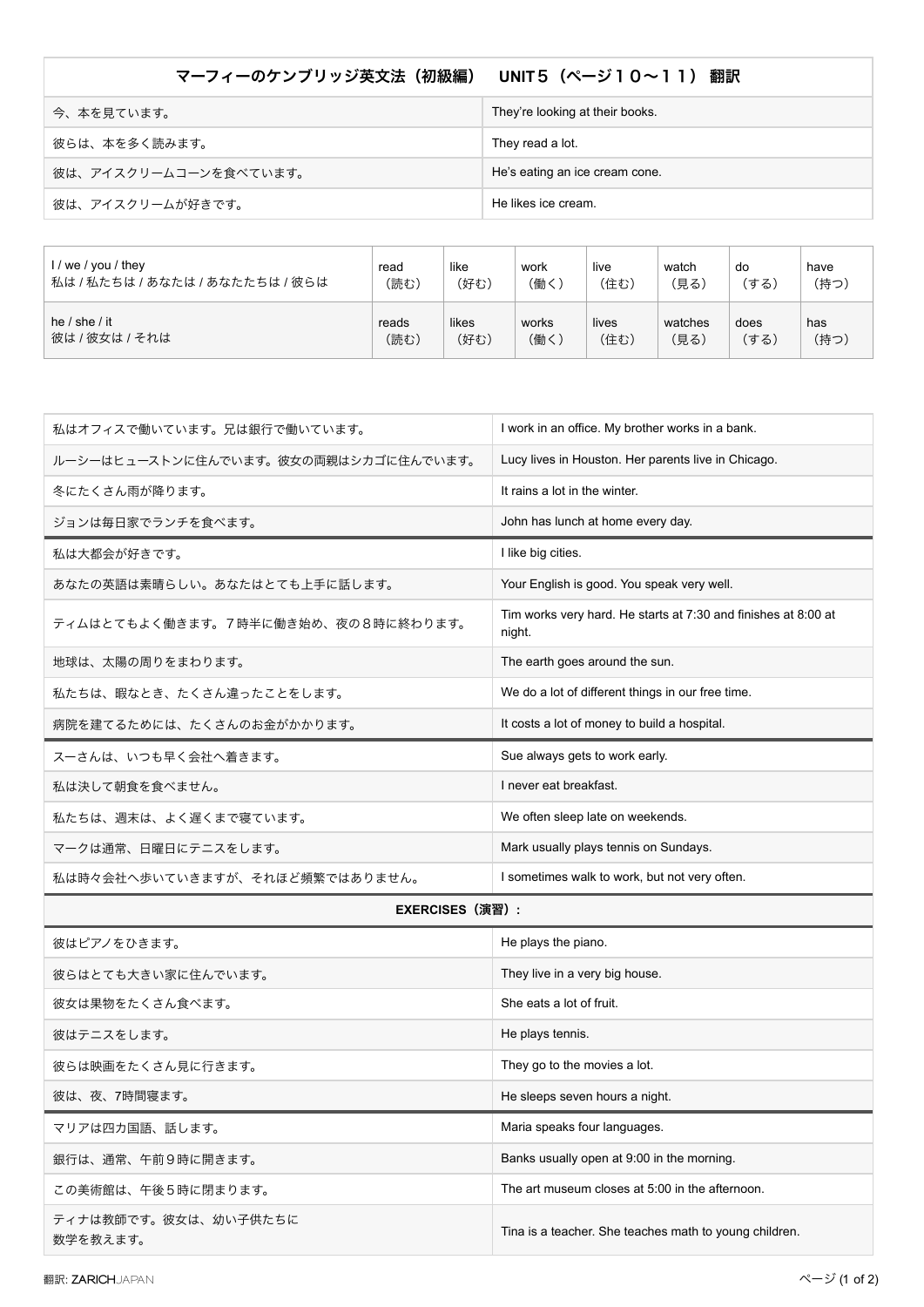# マーフィーのケンブリッジ英文法（初級編）　UNIT５（ページ１０〜１１） 翻訳

| | |
|---|---|
| 今、本を見ています。 | They're looking at their books. |
| 彼らは、本を多く読みます。 | They read a lot. |
| 彼は、アイスクリームコーンを食べています。 | He's eating an ice cream cone. |
| 彼は、アイスクリームが好きです。 | He likes ice cream. |

| | | | | | | | |
|---|---|---|---|---|---|---|---|
| I / we / you / they<br>私は / 私たちは / あなたは / あなたたちは / 彼らは | read<br>（読む） | like<br>（好む） | work<br>（働く） | live<br>（住む） | watch<br>（見る） | do<br>（する） | have<br>（持つ） |
| he / she / it<br>彼は / 彼女は / それは | reads<br>（読む） | likes<br>（好む） | works<br>（働く） | lives<br>（住む） | watches<br>（見る） | does<br>（する） | has<br>（持つ） |

| | |
|---|---|
| 私はオフィスで働いています。兄は銀行で働いています。 | I work in an office. My brother works in a bank. |
| ルーシーはヒューストンに住んでいます。彼女の両親はシカゴに住んでいます。 | Lucy lives in Houston. Her parents live in Chicago. |
| 冬にたくさん雨が降ります。 | It rains a lot in the winter. |
| ジョンは毎日家でランチを食べます。 | John has lunch at home every day. |
| 私は大都会が好きです。 | I like big cities. |
| あなたの英語は素晴らしい。あなたはとても上手に話します。 | Your English is good. You speak very well. |
| ティムはとてもよく働きます。７時半に働き始め、夜の８時に終わります。 | Tim works very hard. He starts at 7:30 and finishes at 8:00 at night. |
| 地球は、太陽の周りをまわります。 | The earth goes around the sun. |
| 私たちは、暇なとき、たくさん違ったことをします。 | We do a lot of different things in our free time. |
| 病院を建てるためには、たくさんのお金がかかります。 | It costs a lot of money to build a hospital. |
| スーさんは、いつも早く会社へ着きます。 | Sue always gets to work early. |
| 私は決して朝食を食べません。 | I never eat breakfast. |
| 私たちは、週末は、よく遅くまで寝ています。 | We often sleep late on weekends. |
| マークは通常、日曜日にテニスをします。 | Mark usually plays tennis on Sundays. |
| 私は時々会社へ歩いていきますが、それほど頻繁ではありません。 | I sometimes walk to work, but not very often. |
| **EXERCISES（演習）:** | |
| 彼はピアノをひきます。 | He plays the piano. |
| 彼らはとても大きい家に住んでいます。 | They live in a very big house. |
| 彼女は果物をたくさん食べます。 | She eats a lot of fruit. |
| 彼はテニスをします。 | He plays tennis. |
| 彼らは映画をたくさん見に行きます。 | They go to the movies a lot. |
| 彼は、夜、7時間寝ます。 | He sleeps seven hours a night. |
| マリアは四カ国語、話します。 | Maria speaks four languages. |
| 銀行は、通常、午前９時に開きます。 | Banks usually open at 9:00 in the morning. |
| この美術館は、午後５時に閉まります。 | The art museum closes at 5:00 in the afternoon. |
| ティナは教師です。彼女は、幼い子供たちに<br>数学を教えます。 | Tina is a teacher. She teaches math to young children. |

翻訳: ZARICHJAPAN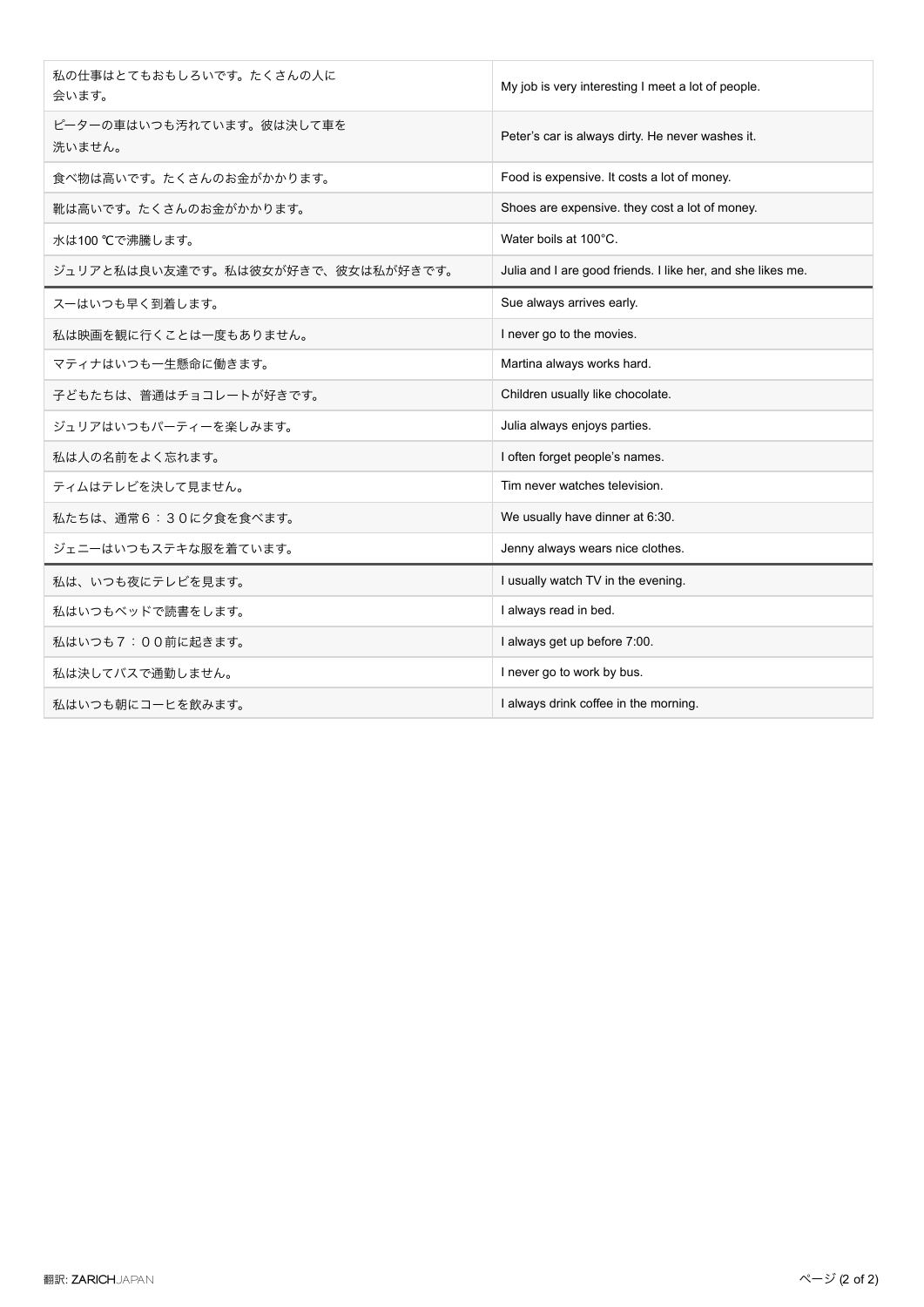| | |
|---|---|
| 私の仕事はとてもおもしろいです。たくさんの人に会います。 | My job is very interesting I meet a lot of people. |
| ピーターの車はいつも汚れています。彼は決して車を洗いません。 | Peter’s car is always dirty. He never washes it. |
| 食べ物は高いです。たくさんのお金がかかります。 | Food is expensive. It costs a lot of money. |
| 靴は高いです。たくさんのお金がかかります。 | Shoes are expensive. they cost a lot of money. |
| 水は100 ℃で沸騰します。 | Water boils at 100°C. |
| ジュリアと私は良い友達です。私は彼女が好きで、彼女は私が好きです。 | Julia and I are good friends. I like her, and she likes me. |
| スーはいつも早く到着します。 | Sue always arrives early. |
| 私は映画を観に行くことは一度もありません。 | I never go to the movies. |
| マティナはいつも一生懸命に働きます。 | Martina always works hard. |
| 子どもたちは、普通はチョコレートが好きです。 | Children usually like chocolate. |
| ジュリアはいつもパーティーを楽しみます。 | Julia always enjoys parties. |
| 私は人の名前をよく忘れます。 | I often forget people’s names. |
| ティムはテレビを決して見ません。 | Tim never watches television. |
| 私たちは、通常６：３０に夕食を食べます。 | We usually have dinner at 6:30. |
| ジェニーはいつもステキな服を着ています。 | Jenny always wears nice clothes. |
| 私は、いつも夜にテレビを見ます。 | I usually watch TV in the evening. |
| 私はいつもベッドで読書をします。 | I always read in bed. |
| 私はいつも７：００前に起きます。 | I always get up before 7:00. |
| 私は決してバスで通勤しません。 | I never go to work by bus. |
| 私はいつも朝にコーヒを飲みます。 | I always drink coffee in the morning. |

翻訳: ZARICHJAPAN